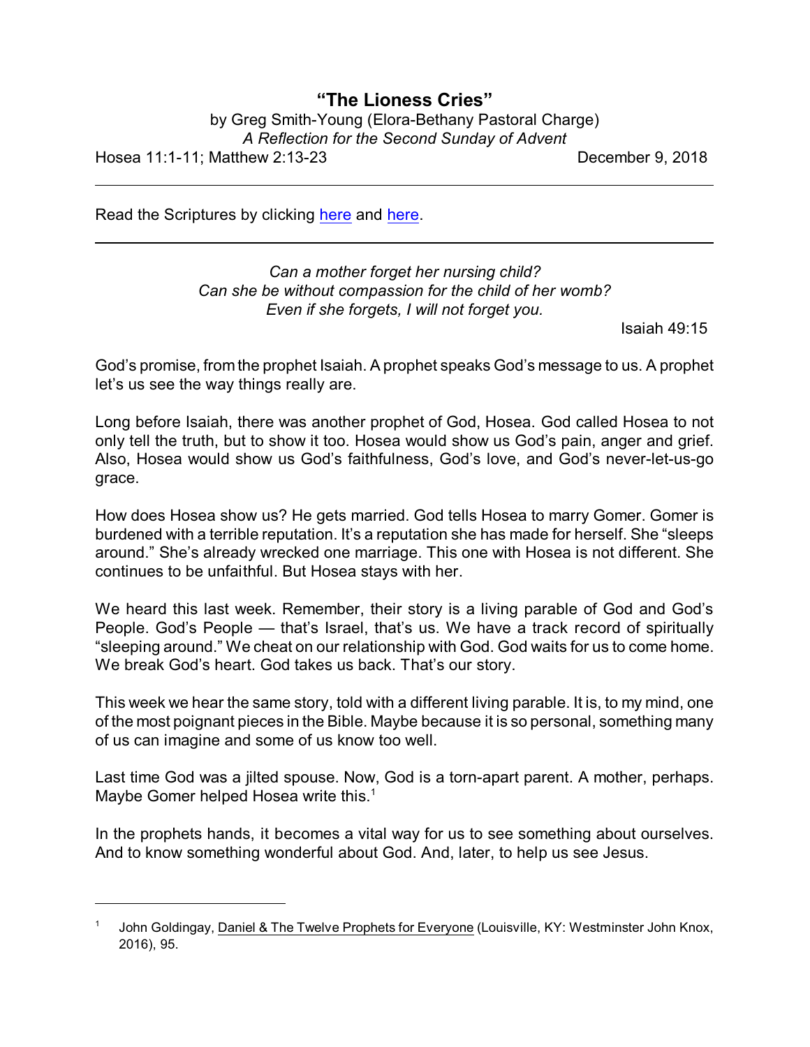# "The Lioness Cries"

by Greg Smith-Young (Elora-Bethany Pastoral Charge)

*A Reflection for the Second Sunday of Advent*

Hosea 11:1-11; Matthew 2:13-23 December 9, 2018

---

Read the Scriptures by clicking here and here.

---

*Can a mother forget her nursing child?*
*Can she be without compassion for the child of her womb?*
*Even if she forgets, I will not forget you.*

Isaiah 49:15

God's promise, from the prophet Isaiah. A prophet speaks God's message to us. A prophet let's us see the way things really are.

Long before Isaiah, there was another prophet of God, Hosea. God called Hosea to not only tell the truth, but to show it too. Hosea would show us God's pain, anger and grief. Also, Hosea would show us God's faithfulness, God's love, and God's never-let-us-go grace.

How does Hosea show us? He gets married. God tells Hosea to marry Gomer. Gomer is burdened with a terrible reputation. It's a reputation she has made for herself. She "sleeps around." She's already wrecked one marriage. This one with Hosea is not different. She continues to be unfaithful. But Hosea stays with her.

We heard this last week. Remember, their story is a living parable of God and God's People. God's People — that's Israel, that's us. We have a track record of spiritually "sleeping around." We cheat on our relationship with God. God waits for us to come home. We break God's heart. God takes us back. That's our story.

This week we hear the same story, told with a different living parable. It is, to my mind, one of the most poignant pieces in the Bible. Maybe because it is so personal, something many of us can imagine and some of us know too well.

Last time God was a jilted spouse. Now, God is a torn-apart parent. A mother, perhaps. Maybe Gomer helped Hosea write this.[1]

In the prophets hands, it becomes a vital way for us to see something about ourselves. And to know something wonderful about God. And, later, to help us see Jesus.

---

[1] John Goldingay, Daniel & The Twelve Prophets for Everyone (Louisville, KY: Westminster John Knox, 2016), 95.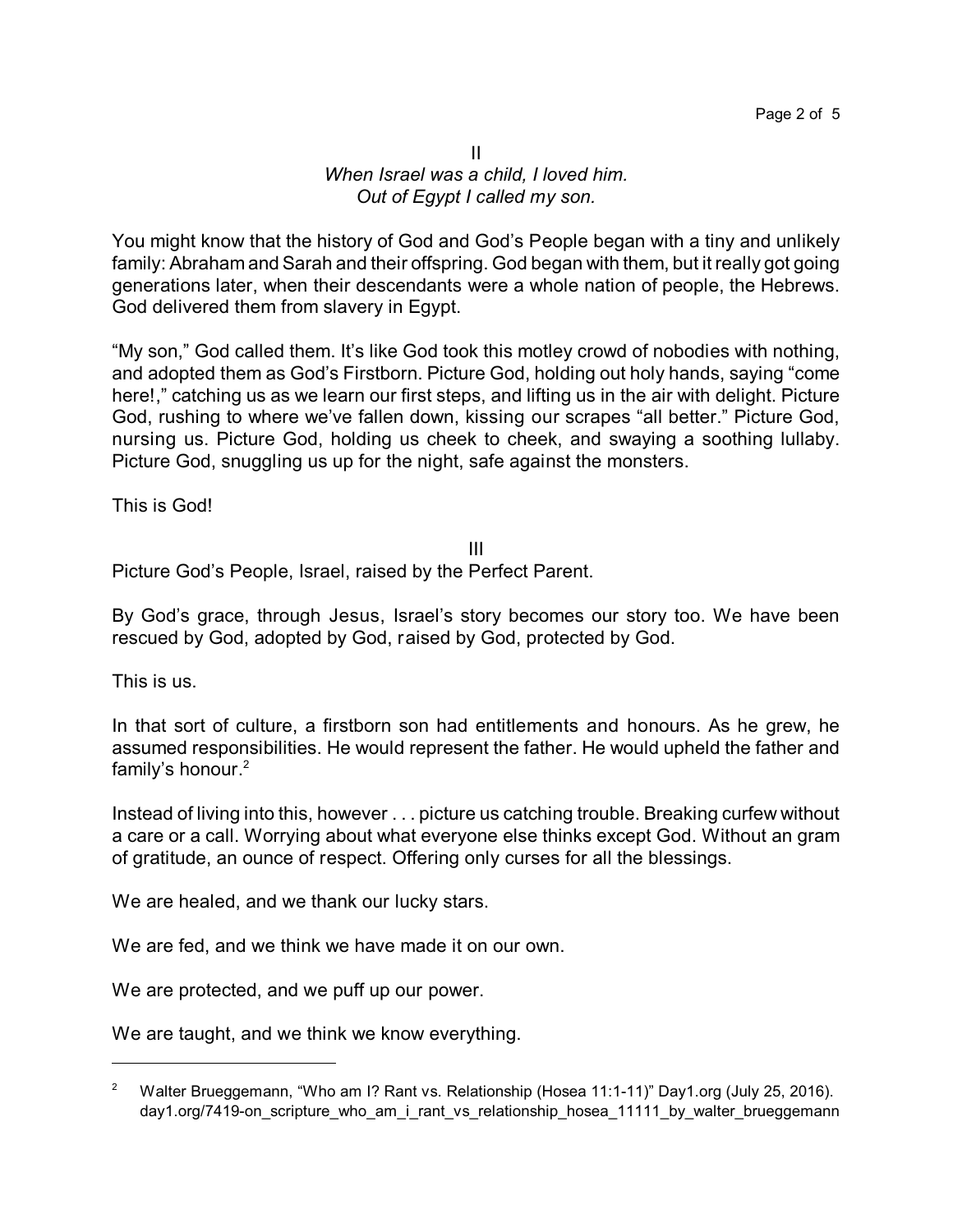II

*When Israel was a child, I loved him.*
*Out of Egypt I called my son.*

You might know that the history of God and God's People began with a tiny and unlikely family: Abraham and Sarah and their offspring. God began with them, but it really got going generations later, when their descendants were a whole nation of people, the Hebrews. God delivered them from slavery in Egypt.

"My son," God called them. It's like God took this motley crowd of nobodies with nothing, and adopted them as God's Firstborn. Picture God, holding out holy hands, saying "come here!," catching us as we learn our first steps, and lifting us in the air with delight. Picture God, rushing to where we've fallen down, kissing our scrapes "all better." Picture God, nursing us. Picture God, holding us cheek to cheek, and swaying a soothing lullaby. Picture God, snuggling us up for the night, safe against the monsters.

This is God!

III

Picture God's People, Israel, raised by the Perfect Parent.

By God's grace, through Jesus, Israel's story becomes our story too. We have been rescued by God, adopted by God, raised by God, protected by God.

This is us.

In that sort of culture, a firstborn son had entitlements and honours. As he grew, he assumed responsibilities. He would represent the father. He would upheld the father and family's honour.[2]

Instead of living into this, however . . . picture us catching trouble. Breaking curfew without a care or a call. Worrying about what everyone else thinks except God. Without an gram of gratitude, an ounce of respect. Offering only curses for all the blessings.

We are healed, and we thank our lucky stars.

We are fed, and we think we have made it on our own.

We are protected, and we puff up our power.

We are taught, and we think we know everything.

---

[2] Walter Brueggemann, "Who am I? Rant vs. Relationship (Hosea 11:1-11)" Day1.org (July 25, 2016). day1.org/7419-on_scripture_who_am_i_rant_vs_relationship_hosea_11111_by_walter_brueggemann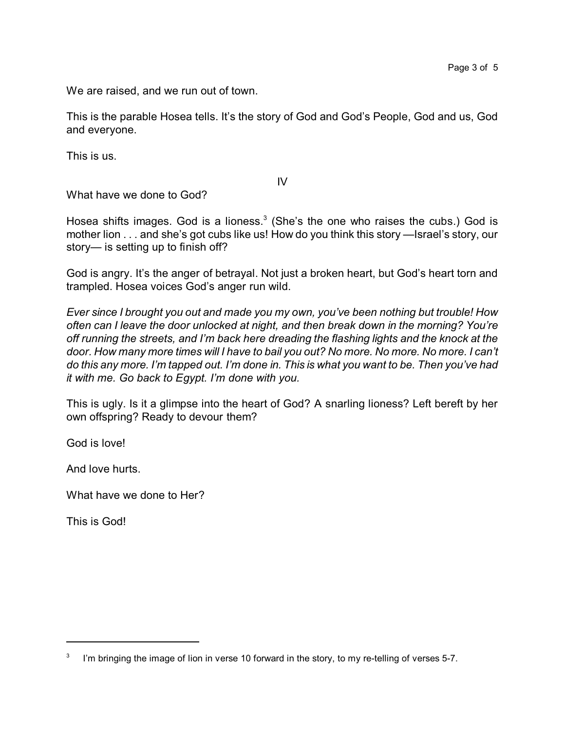We are raised, and we run out of town.

This is the parable Hosea tells. It's the story of God and God's People, God and us, God and everyone.

This is us.

## IV

What have we done to God?

Hosea shifts images. God is a lioness.[3] (She's the one who raises the cubs.) God is mother lion . . . and she's got cubs like us! How do you think this story —Israel's story, our story— is setting up to finish off?

God is angry. It's the anger of betrayal. Not just a broken heart, but God's heart torn and trampled. Hosea voices God's anger run wild.

*Ever since I brought you out and made you my own, you've been nothing but trouble! How often can I leave the door unlocked at night, and then break down in the morning? You're off running the streets, and I'm back here dreading the flashing lights and the knock at the door. How many more times will I have to bail you out? No more. No more. No more. I can't do this any more. I'm tapped out. I'm done in. This is what you want to be. Then you've had it with me. Go back to Egypt. I'm done with you.*

This is ugly. Is it a glimpse into the heart of God? A snarling lioness? Left bereft by her own offspring? Ready to devour them?

God is love!

And love hurts.

What have we done to Her?

This is God!

---

[3] I'm bringing the image of lion in verse 10 forward in the story, to my re-telling of verses 5-7.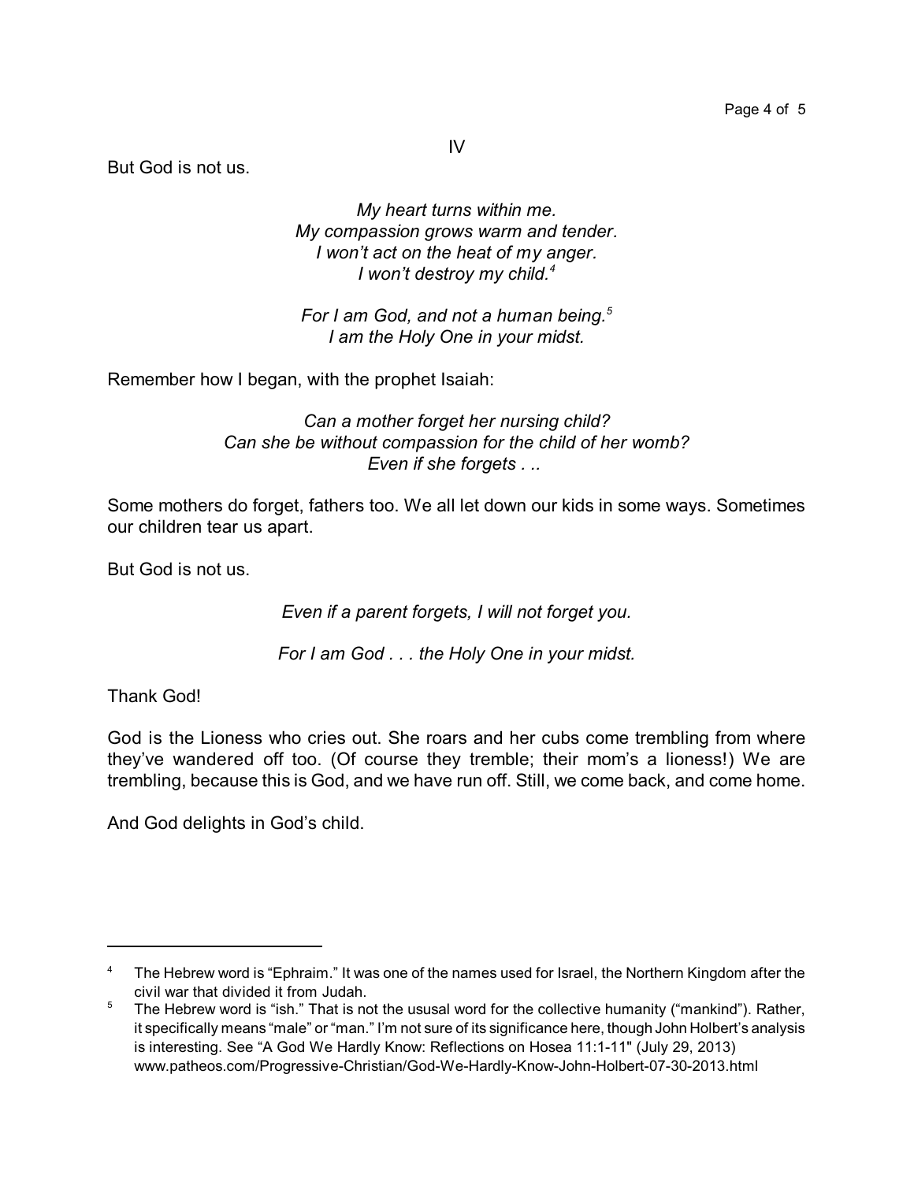IV

But God is not us.

*My heart turns within me.*
*My compassion grows warm and tender.*
*I won't act on the heat of my anger.*
*I won't destroy my child.*[4]

*For I am God, and not a human being.*[5]
*I am the Holy One in your midst.*

Remember how I began, with the prophet Isaiah:

*Can a mother forget her nursing child?*
*Can she be without compassion for the child of her womb?*
*Even if she forgets . ..*

Some mothers do forget, fathers too. We all let down our kids in some ways. Sometimes our children tear us apart.

But God is not us.

*Even if a parent forgets, I will not forget you.*

*For I am God . . . the Holy One in your midst.*

Thank God!

God is the Lioness who cries out. She roars and her cubs come trembling from where they've wandered off too. (Of course they tremble; their mom's a lioness!) We are trembling, because this is God, and we have run off. Still, we come back, and come home.

And God delights in God's child.

---

[4] The Hebrew word is "Ephraim." It was one of the names used for Israel, the Northern Kingdom after the civil war that divided it from Judah.

[5] The Hebrew word is "ish." That is not the ususal word for the collective humanity ("mankind"). Rather, it specifically means "male" or "man." I'm not sure of its significance here, though John Holbert's analysis is interesting. See "A God We Hardly Know: Reflections on Hosea 11:1-11" (July 29, 2013) www.patheos.com/Progressive-Christian/God-We-Hardly-Know-John-Holbert-07-30-2013.html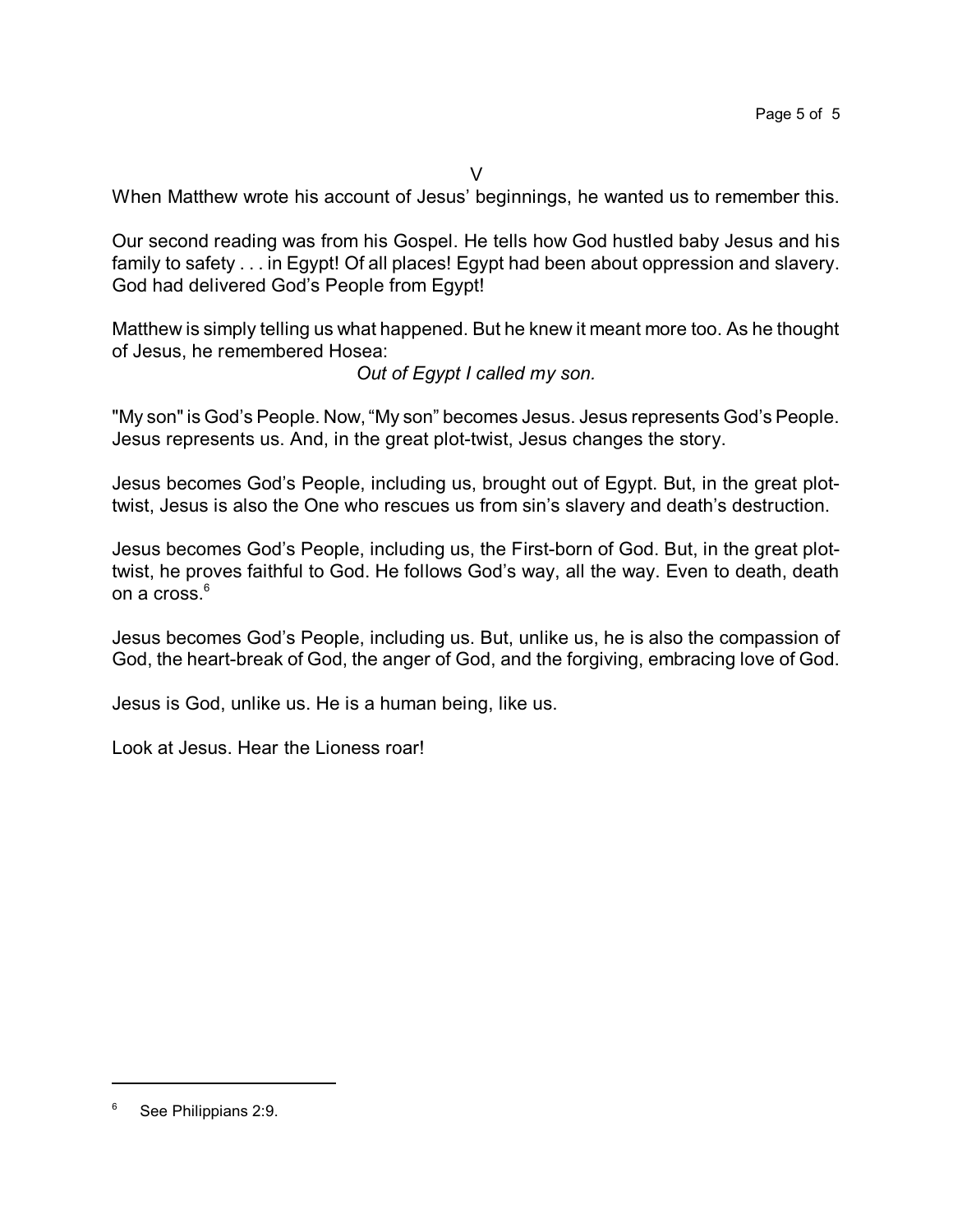V

When Matthew wrote his account of Jesus' beginnings, he wanted us to remember this.

Our second reading was from his Gospel. He tells how God hustled baby Jesus and his family to safety . . . in Egypt! Of all places! Egypt had been about oppression and slavery. God had delivered God's People from Egypt!

Matthew is simply telling us what happened. But he knew it meant more too. As he thought of Jesus, he remembered Hosea:

*Out of Egypt I called my son.*

"My son" is God's People. Now, "My son" becomes Jesus. Jesus represents God's People. Jesus represents us. And, in the great plot-twist, Jesus changes the story.

Jesus becomes God's People, including us, brought out of Egypt. But, in the great plot-twist, Jesus is also the One who rescues us from sin's slavery and death's destruction.

Jesus becomes God's People, including us, the First-born of God. But, in the great plot-twist, he proves faithful to God. He follows God's way, all the way. Even to death, death on a cross.[6]

Jesus becomes God's People, including us. But, unlike us, he is also the compassion of God, the heart-break of God, the anger of God, and the forgiving, embracing love of God.

Jesus is God, unlike us. He is a human being, like us.

Look at Jesus. Hear the Lioness roar!

---

[6] See Philippians 2:9.